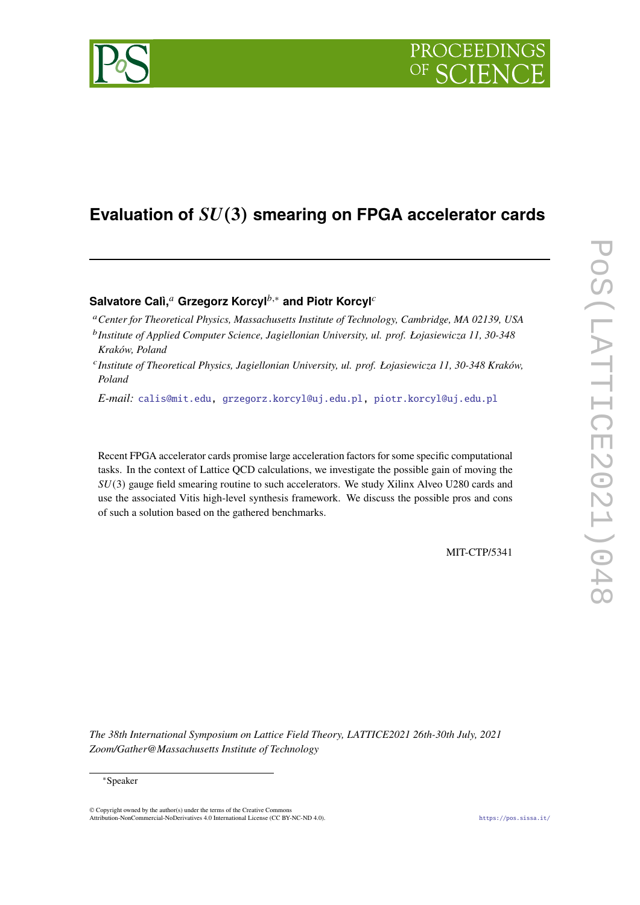# Evaluation of $SU(3)$ smearing on FPGA accelerator cards

**Salvatore Calì,**[a] **Grzegorz Korcyl**[b,*] **and Piotr Korcyl**[c]

[a] *Center for Theoretical Physics, Massachusetts Institute of Technology, Cambridge, MA 02139, USA*

[b] *Institute of Applied Computer Science, Jagiellonian University, ul. prof. Łojasiewicza 11, 30-348 Kraków, Poland*

[c] *Institute of Theoretical Physics, Jagiellonian University, ul. prof. Łojasiewicza 11, 30-348 Kraków, Poland*

*E-mail:* calis@mit.edu, grzegorz.korcyl@uj.edu.pl, piotr.korcyl@uj.edu.pl

Recent FPGA accelerator cards promise large acceleration factors for some specific computational tasks. In the context of Lattice QCD calculations, we investigate the possible gain of moving the $SU(3)$ gauge field smearing routine to such accelerators. We study Xilinx Alveo U280 cards and use the associated Vitis high-level synthesis framework. We discuss the possible pros and cons of such a solution based on the gathered benchmarks.

MIT-CTP/5341

*The 38th International Symposium on Lattice Field Theory, LATTICE2021 26th-30th July, 2021 Zoom/Gather@Massachusetts Institute of Technology*

*Speaker

© Copyright owned by the author(s) under the terms of the Creative Commons Attribution-NonCommercial-NoDerivatives 4.0 International License (CC BY-NC-ND 4.0).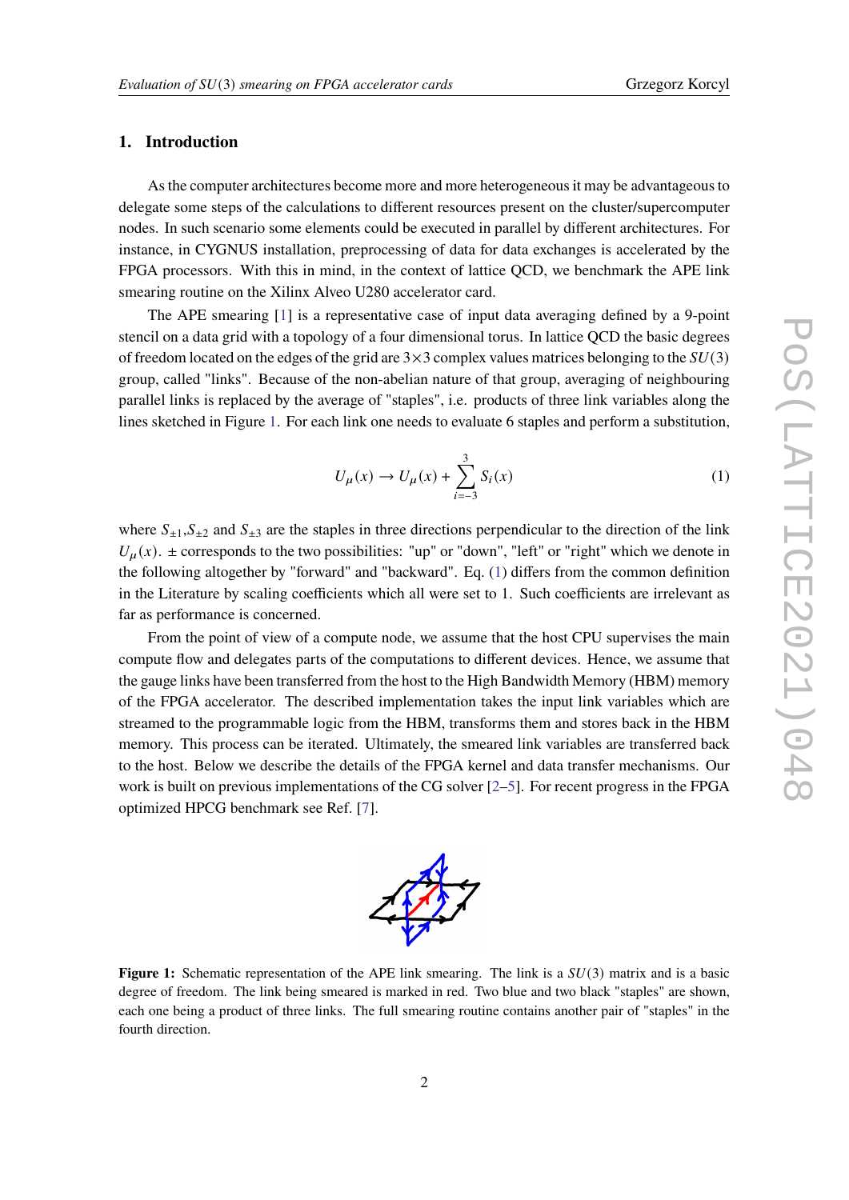## 1. Introduction

As the computer architectures become more and more heterogeneous it may be advantageous to delegate some steps of the calculations to different resources present on the cluster/supercomputer nodes. In such scenario some elements could be executed in parallel by different architectures. For instance, in CYGNUS installation, preprocessing of data for data exchanges is accelerated by the FPGA processors. With this in mind, in the context of lattice QCD, we benchmark the APE link smearing routine on the Xilinx Alveo U280 accelerator card.

The APE smearing [1] is a representative case of input data averaging defined by a 9-point stencil on a data grid with a topology of a four dimensional torus. In lattice QCD the basic degrees of freedom located on the edges of the grid are $3\times3$ complex values matrices belonging to the $SU(3)$ group, called "links". Because of the non-abelian nature of that group, averaging of neighbouring parallel links is replaced by the average of "staples", i.e. products of three link variables along the lines sketched in Figure 1. For each link one needs to evaluate 6 staples and perform a substitution,

$$U_\mu(x) \to U_\mu(x) + \sum_{i=-3}^{3} S_i(x) \tag{1}$$

where $S_{\pm1}$,$S_{\pm2}$ and $S_{\pm3}$ are the staples in three directions perpendicular to the direction of the link $U_\mu(x)$. $\pm$ corresponds to the two possibilities: "up" or "down", "left" or "right" which we denote in the following altogether by "forward" and "backward". Eq. (1) differs from the common definition in the Literature by scaling coefficients which all were set to 1. Such coefficients are irrelevant as far as performance is concerned.

From the point of view of a compute node, we assume that the host CPU supervises the main compute flow and delegates parts of the computations to different devices. Hence, we assume that the gauge links have been transferred from the host to the High Bandwidth Memory (HBM) memory of the FPGA accelerator. The described implementation takes the input link variables which are streamed to the programmable logic from the HBM, transforms them and stores back in the HBM memory. This process can be iterated. Ultimately, the smeared link variables are transferred back to the host. Below we describe the details of the FPGA kernel and data transfer mechanisms. Our work is built on previous implementations of the CG solver [2–5]. For recent progress in the FPGA optimized HPCG benchmark see Ref. [7].

**Figure 1:** Schematic representation of the APE link smearing. The link is a $SU(3)$ matrix and is a basic degree of freedom. The link being smeared is marked in red. Two blue and two black "staples" are shown, each one being a product of three links. The full smearing routine contains another pair of "staples" in the fourth direction.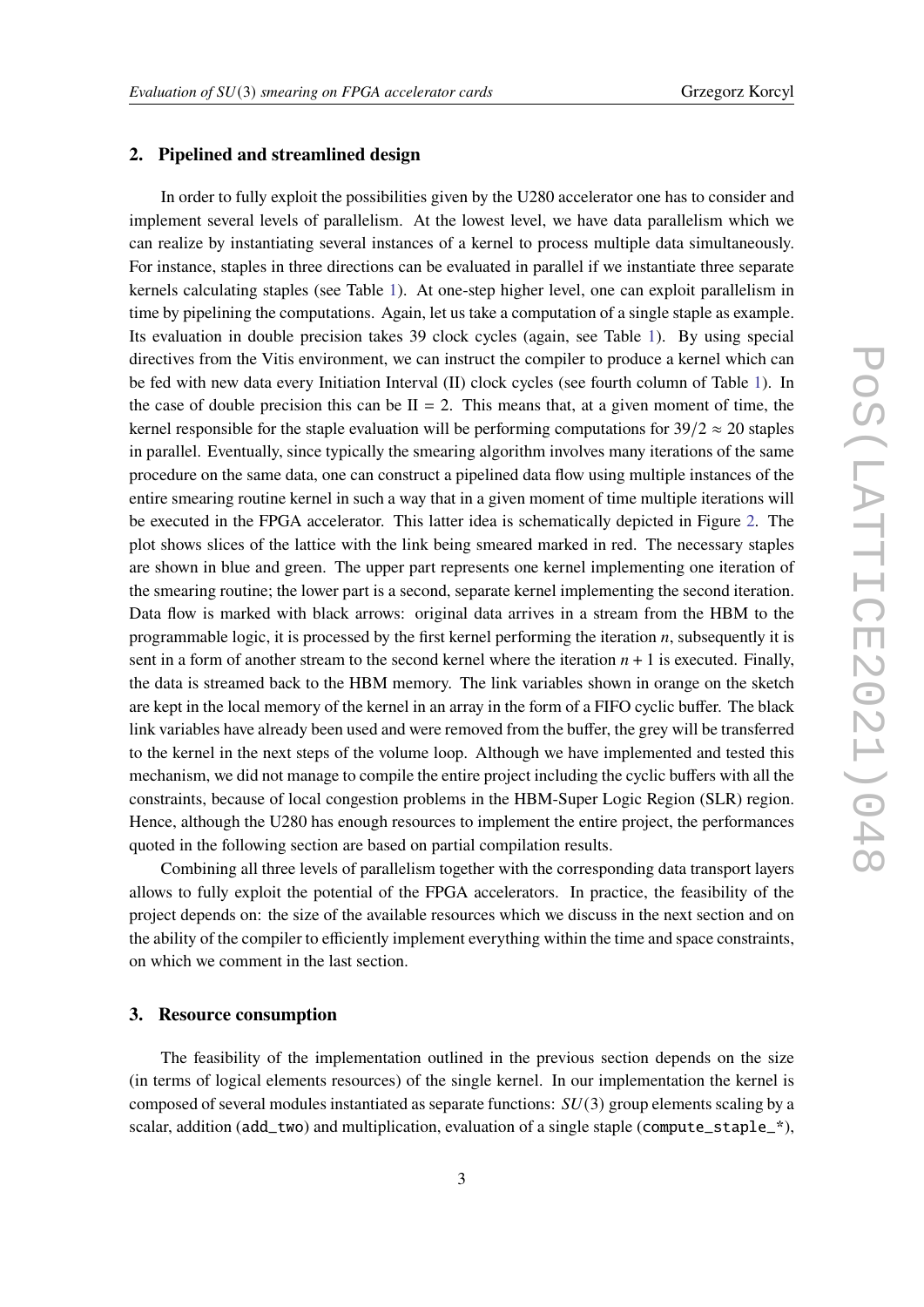## 2. Pipelined and streamlined design

In order to fully exploit the possibilities given by the U280 accelerator one has to consider and implement several levels of parallelism. At the lowest level, we have data parallelism which we can realize by instantiating several instances of a kernel to process multiple data simultaneously. For instance, staples in three directions can be evaluated in parallel if we instantiate three separate kernels calculating staples (see Table 1). At one-step higher level, one can exploit parallelism in time by pipelining the computations. Again, let us take a computation of a single staple as example. Its evaluation in double precision takes 39 clock cycles (again, see Table 1). By using special directives from the Vitis environment, we can instruct the compiler to produce a kernel which can be fed with new data every Initiation Interval (II) clock cycles (see fourth column of Table 1). In the case of double precision this can be II = 2. This means that, at a given moment of time, the kernel responsible for the staple evaluation will be performing computations for $39/2 \approx 20$ staples in parallel. Eventually, since typically the smearing algorithm involves many iterations of the same procedure on the same data, one can construct a pipelined data flow using multiple instances of the entire smearing routine kernel in such a way that in a given moment of time multiple iterations will be executed in the FPGA accelerator. This latter idea is schematically depicted in Figure 2. The plot shows slices of the lattice with the link being smeared marked in red. The necessary staples are shown in blue and green. The upper part represents one kernel implementing one iteration of the smearing routine; the lower part is a second, separate kernel implementing the second iteration. Data flow is marked with black arrows: original data arrives in a stream from the HBM to the programmable logic, it is processed by the first kernel performing the iteration $n$, subsequently it is sent in a form of another stream to the second kernel where the iteration $n + 1$ is executed. Finally, the data is streamed back to the HBM memory. The link variables shown in orange on the sketch are kept in the local memory of the kernel in an array in the form of a FIFO cyclic buffer. The black link variables have already been used and were removed from the buffer, the grey will be transferred to the kernel in the next steps of the volume loop. Although we have implemented and tested this mechanism, we did not manage to compile the entire project including the cyclic buffers with all the constraints, because of local congestion problems in the HBM-Super Logic Region (SLR) region. Hence, although the U280 has enough resources to implement the entire project, the performances quoted in the following section are based on partial compilation results.

Combining all three levels of parallelism together with the corresponding data transport layers allows to fully exploit the potential of the FPGA accelerators. In practice, the feasibility of the project depends on: the size of the available resources which we discuss in the next section and on the ability of the compiler to efficiently implement everything within the time and space constraints, on which we comment in the last section.

## 3. Resource consumption

The feasibility of the implementation outlined in the previous section depends on the size (in terms of logical elements resources) of the single kernel. In our implementation the kernel is composed of several modules instantiated as separate functions: $SU(3)$ group elements scaling by a scalar, addition (`add_two`) and multiplication, evaluation of a single staple (`compute_staple_*`),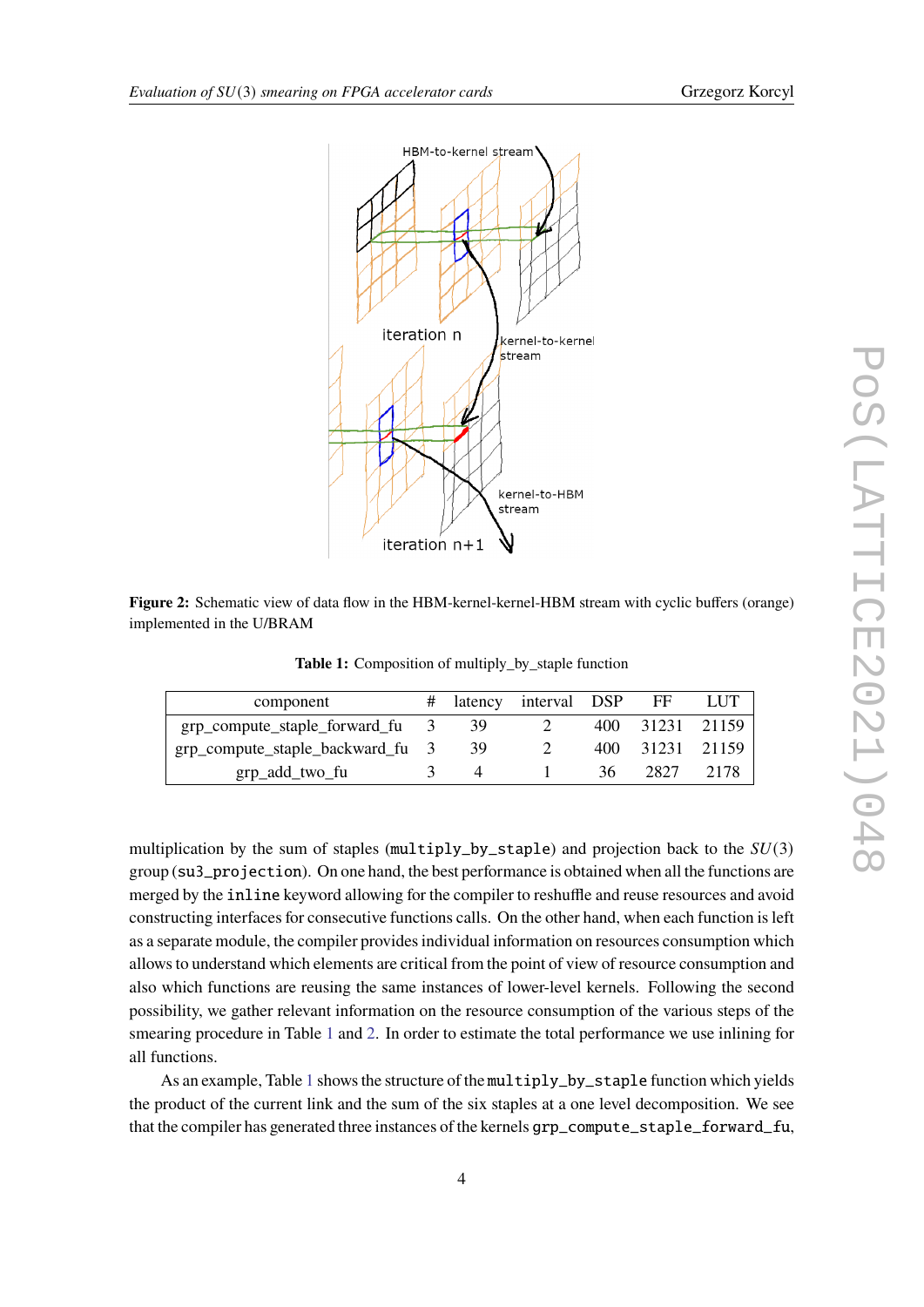Figure 2: Schematic view of data flow in the HBM-kernel-kernel-HBM stream with cyclic buffers (orange) implemented in the U/BRAM

**Table 1:** Composition of multiply_by_staple function

| component | # | latency | interval | DSP | FF | LUT |
|---|---|---|---|---|---|---|
| grp_compute_staple_forward_fu | 3 | 39 | 2 | 400 | 31231 | 21159 |
| grp_compute_staple_backward_fu | 3 | 39 | 2 | 400 | 31231 | 21159 |
| grp_add_two_fu | 3 | 4 | 1 | 36 | 2827 | 2178 |

multiplication by the sum of staples (`multiply_by_staple`) and projection back to the $SU(3)$ group (`su3_projection`). On one hand, the best performance is obtained when all the functions are merged by the `inline` keyword allowing for the compiler to reshuffle and reuse resources and avoid constructing interfaces for consecutive functions calls. On the other hand, when each function is left as a separate module, the compiler provides individual information on resources consumption which allows to understand which elements are critical from the point of view of resource consumption and also which functions are reusing the same instances of lower-level kernels. Following the second possibility, we gather relevant information on the resource consumption of the various steps of the smearing procedure in Table 1 and 2. In order to estimate the total performance we use inlining for all functions.

As an example, Table 1 shows the structure of the `multiply_by_staple` function which yields the product of the current link and the sum of the six staples at a one level decomposition. We see that the compiler has generated three instances of the kernels `grp_compute_staple_forward_fu`,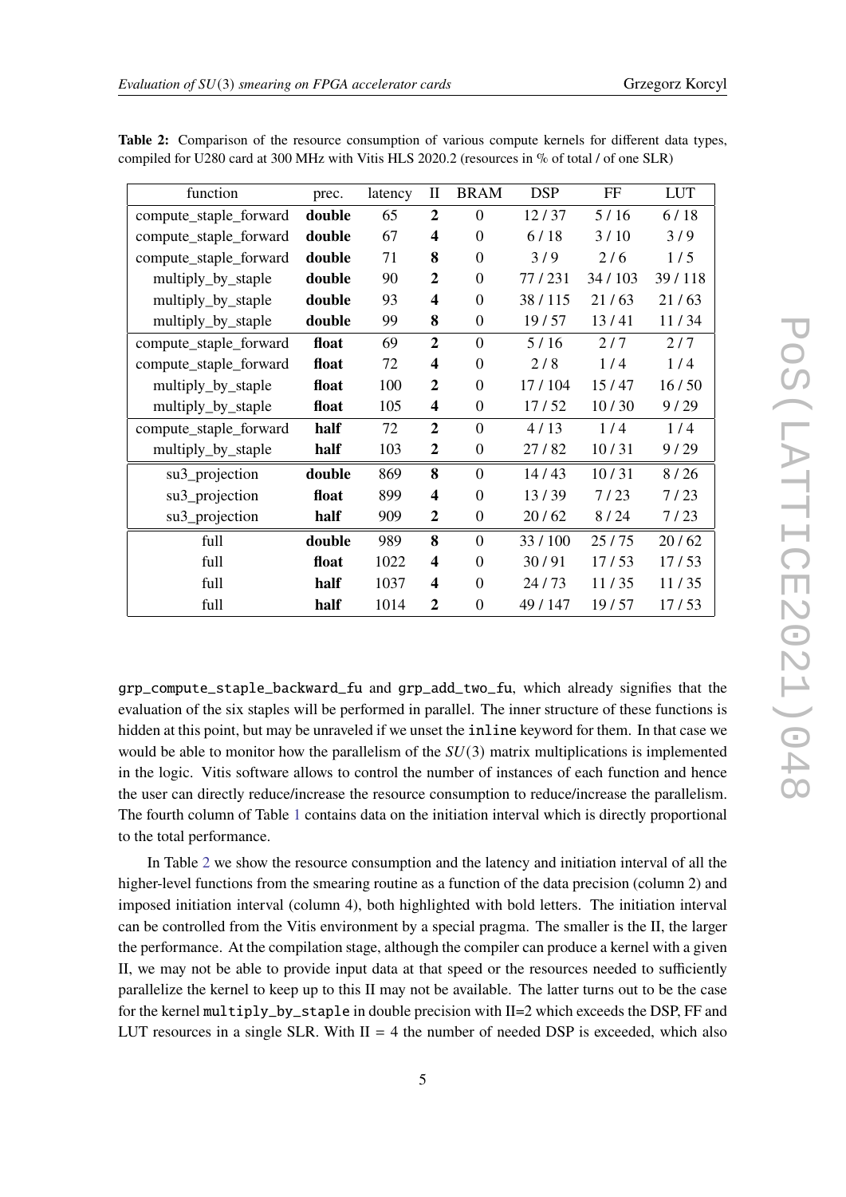**Table 2:** Comparison of the resource consumption of various compute kernels for different data types, compiled for U280 card at 300 MHz with Vitis HLS 2020.2 (resources in % of total / of one SLR)

| function | prec. | latency | II | BRAM | DSP | FF | LUT |
|---|---|---|---|---|---|---|---|
| compute_staple_forward | **double** | 65 | **2** | 0 | 12 / 37 | 5 / 16 | 6 / 18 |
| compute_staple_forward | **double** | 67 | **4** | 0 | 6 / 18 | 3 / 10 | 3 / 9 |
| compute_staple_forward | **double** | 71 | **8** | 0 | 3 / 9 | 2 / 6 | 1 / 5 |
| multiply_by_staple | **double** | 90 | **2** | 0 | 77 / 231 | 34 / 103 | 39 / 118 |
| multiply_by_staple | **double** | 93 | **4** | 0 | 38 / 115 | 21 / 63 | 21 / 63 |
| multiply_by_staple | **double** | 99 | **8** | 0 | 19 / 57 | 13 / 41 | 11 / 34 |
| compute_staple_forward | **float** | 69 | **2** | 0 | 5 / 16 | 2 / 7 | 2 / 7 |
| compute_staple_forward | **float** | 72 | **4** | 0 | 2 / 8 | 1 / 4 | 1 / 4 |
| multiply_by_staple | **float** | 100 | **2** | 0 | 17 / 104 | 15 / 47 | 16 / 50 |
| multiply_by_staple | **float** | 105 | **4** | 0 | 17 / 52 | 10 / 30 | 9 / 29 |
| compute_staple_forward | **half** | 72 | **2** | 0 | 4 / 13 | 1 / 4 | 1 / 4 |
| multiply_by_staple | **half** | 103 | **2** | 0 | 27 / 82 | 10 / 31 | 9 / 29 |
| su3_projection | **double** | 869 | **8** | 0 | 14 / 43 | 10 / 31 | 8 / 26 |
| su3_projection | **float** | 899 | **4** | 0 | 13 / 39 | 7 / 23 | 7 / 23 |
| su3_projection | **half** | 909 | **2** | 0 | 20 / 62 | 8 / 24 | 7 / 23 |
| full | **double** | 989 | **8** | 0 | 33 / 100 | 25 / 75 | 20 / 62 |
| full | **float** | 1022 | **4** | 0 | 30 / 91 | 17 / 53 | 17 / 53 |
| full | **half** | 1037 | **4** | 0 | 24 / 73 | 11 / 35 | 11 / 35 |
| full | **half** | 1014 | **2** | 0 | 49 / 147 | 19 / 57 | 17 / 53 |

`grp_compute_staple_backward_fu` and `grp_add_two_fu`, which already signifies that the evaluation of the six staples will be performed in parallel. The inner structure of these functions is hidden at this point, but may be unraveled if we unset the `inline` keyword for them. In that case we would be able to monitor how the parallelism of the $SU(3)$ matrix multiplications is implemented in the logic. Vitis software allows to control the number of instances of each function and hence the user can directly reduce/increase the resource consumption to reduce/increase the parallelism. The fourth column of Table 1 contains data on the initiation interval which is directly proportional to the total performance.

In Table 2 we show the resource consumption and the latency and initiation interval of all the higher-level functions from the smearing routine as a function of the data precision (column 2) and imposed initiation interval (column 4), both highlighted with bold letters. The initiation interval can be controlled from the Vitis environment by a special pragma. The smaller is the II, the larger the performance. At the compilation stage, although the compiler can produce a kernel with a given II, we may not be able to provide input data at that speed or the resources needed to sufficiently parallelize the kernel to keep up to this II may not be available. The latter turns out to be the case for the kernel `multiply_by_staple` in double precision with II=2 which exceeds the DSP, FF and LUT resources in a single SLR. With II = 4 the number of needed DSP is exceeded, which also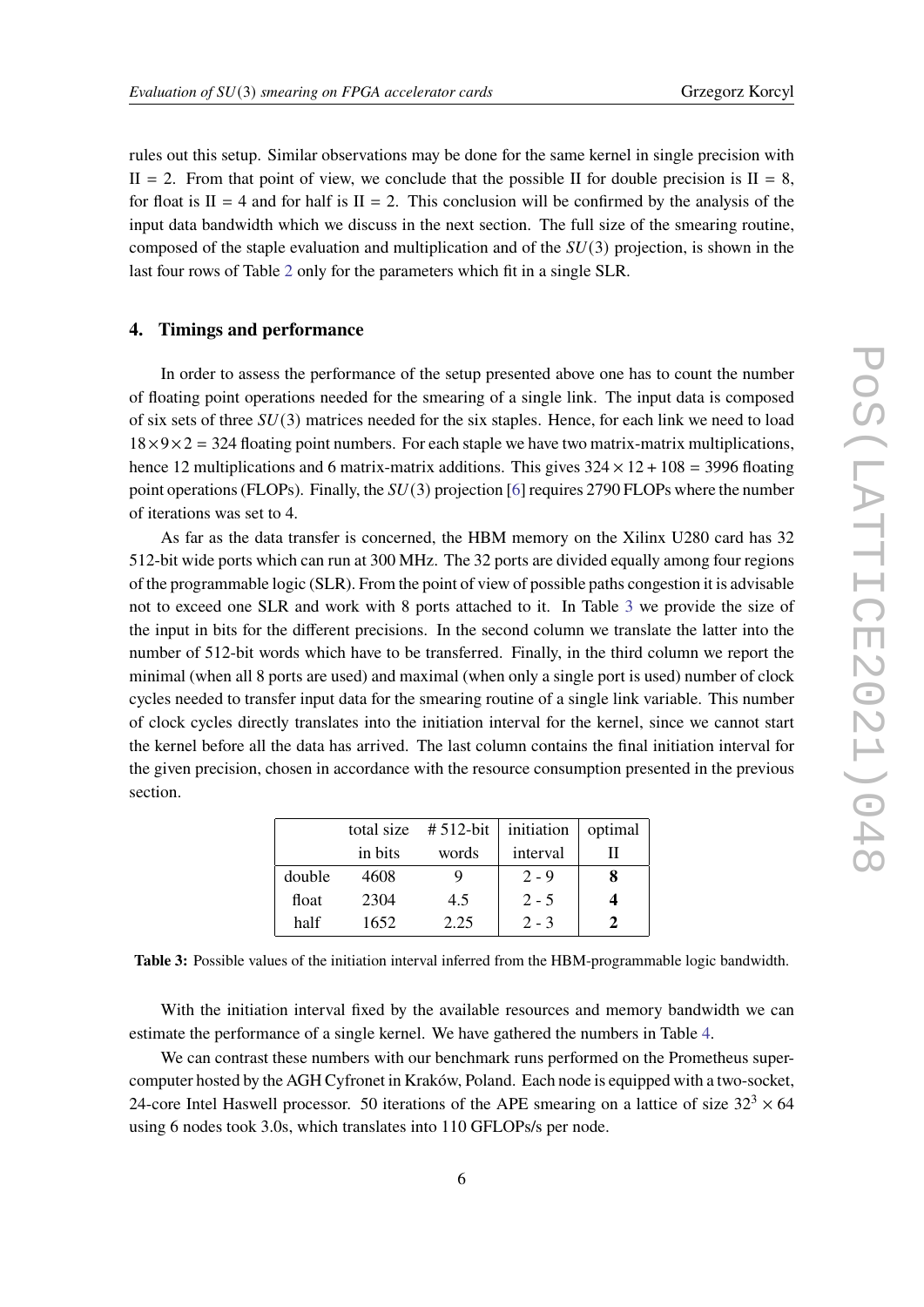rules out this setup. Similar observations may be done for the same kernel in single precision with II = 2. From that point of view, we conclude that the possible II for double precision is II = 8, for float is II = 4 and for half is II = 2. This conclusion will be confirmed by the analysis of the input data bandwidth which we discuss in the next section. The full size of the smearing routine, composed of the staple evaluation and multiplication and of the $SU(3)$ projection, is shown in the last four rows of Table 2 only for the parameters which fit in a single SLR.

## 4. Timings and performance

In order to assess the performance of the setup presented above one has to count the number of floating point operations needed for the smearing of a single link. The input data is composed of six sets of three $SU(3)$ matrices needed for the six staples. Hence, for each link we need to load $18 \times 9 \times 2 = 324$ floating point numbers. For each staple we have two matrix-matrix multiplications, hence 12 multiplications and 6 matrix-matrix additions. This gives $324 \times 12 + 108 = 3996$ floating point operations (FLOPs). Finally, the $SU(3)$ projection [6] requires 2790 FLOPs where the number of iterations was set to 4.

As far as the data transfer is concerned, the HBM memory on the Xilinx U280 card has 32 512-bit wide ports which can run at 300 MHz. The 32 ports are divided equally among four regions of the programmable logic (SLR). From the point of view of possible paths congestion it is advisable not to exceed one SLR and work with 8 ports attached to it. In Table 3 we provide the size of the input in bits for the different precisions. In the second column we translate the latter into the number of 512-bit words which have to be transferred. Finally, in the third column we report the minimal (when all 8 ports are used) and maximal (when only a single port is used) number of clock cycles needed to transfer input data for the smearing routine of a single link variable. This number of clock cycles directly translates into the initiation interval for the kernel, since we cannot start the kernel before all the data has arrived. The last column contains the final initiation interval for the given precision, chosen in accordance with the resource consumption presented in the previous section.

| | total size in bits | # 512-bit words | initiation interval | optimal II |
|---|---|---|---|---|
| double | 4608 | 9 | 2 - 9 | **8** |
| float | 2304 | 4.5 | 2 - 5 | **4** |
| half | 1652 | 2.25 | 2 - 3 | **2** |

**Table 3:** Possible values of the initiation interval inferred from the HBM-programmable logic bandwidth.

With the initiation interval fixed by the available resources and memory bandwidth we can estimate the performance of a single kernel. We have gathered the numbers in Table 4.

We can contrast these numbers with our benchmark runs performed on the Prometheus supercomputer hosted by the AGH Cyfronet in Kraków, Poland. Each node is equipped with a two-socket, 24-core Intel Haswell processor. 50 iterations of the APE smearing on a lattice of size $32^3 \times 64$ using 6 nodes took 3.0s, which translates into 110 GFLOPs/s per node.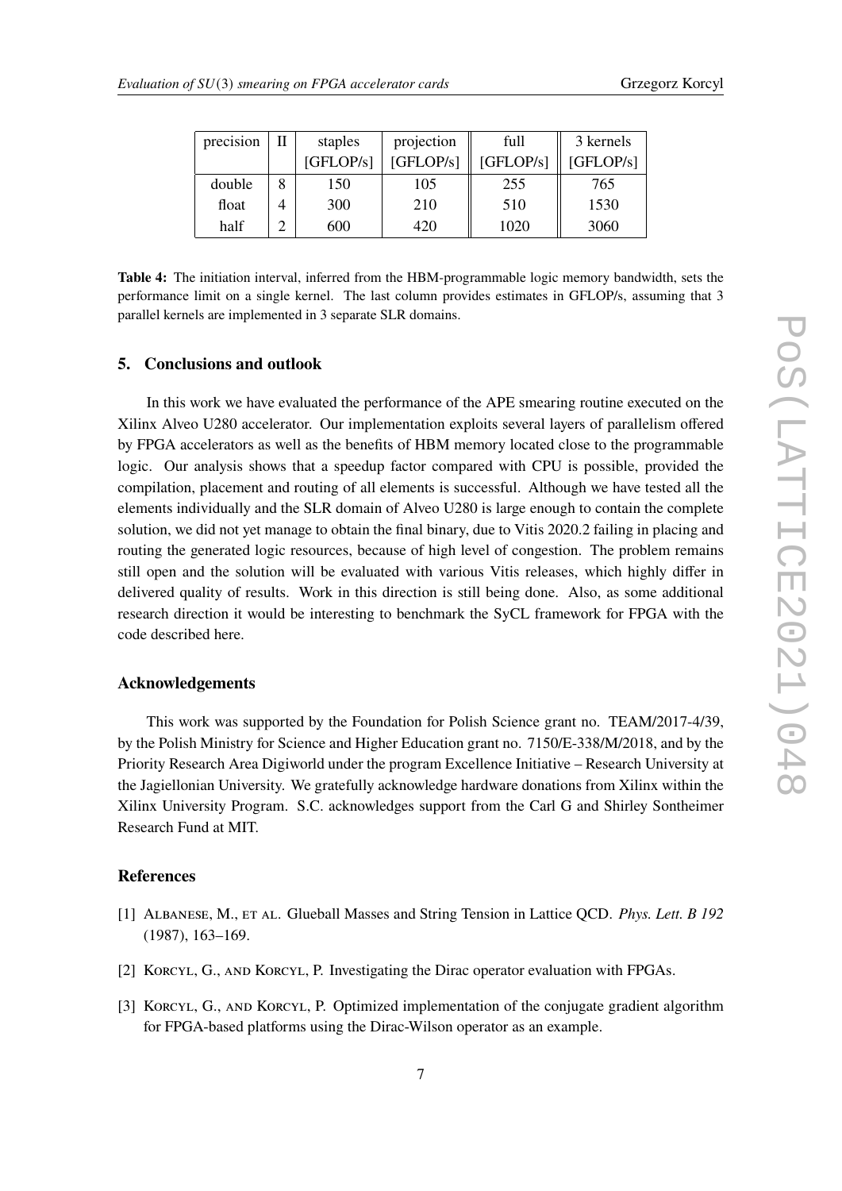| precision | II | staples [GFLOP/s] | projection [GFLOP/s] | full [GFLOP/s] | 3 kernels [GFLOP/s] |
|---|---|---|---|---|---|
| double | 8 | 150 | 105 | 255 | 765 |
| float | 4 | 300 | 210 | 510 | 1530 |
| half | 2 | 600 | 420 | 1020 | 3060 |

**Table 4:** The initiation interval, inferred from the HBM-programmable logic memory bandwidth, sets the performance limit on a single kernel. The last column provides estimates in GFLOP/s, assuming that 3 parallel kernels are implemented in 3 separate SLR domains.

## 5. Conclusions and outlook

In this work we have evaluated the performance of the APE smearing routine executed on the Xilinx Alveo U280 accelerator. Our implementation exploits several layers of parallelism offered by FPGA accelerators as well as the benefits of HBM memory located close to the programmable logic. Our analysis shows that a speedup factor compared with CPU is possible, provided the compilation, placement and routing of all elements is successful. Although we have tested all the elements individually and the SLR domain of Alveo U280 is large enough to contain the complete solution, we did not yet manage to obtain the final binary, due to Vitis 2020.2 failing in placing and routing the generated logic resources, because of high level of congestion. The problem remains still open and the solution will be evaluated with various Vitis releases, which highly differ in delivered quality of results. Work in this direction is still being done. Also, as some additional research direction it would be interesting to benchmark the SyCL framework for FPGA with the code described here.

### Acknowledgements

This work was supported by the Foundation for Polish Science grant no. TEAM/2017-4/39, by the Polish Ministry for Science and Higher Education grant no. 7150/E-338/M/2018, and by the Priority Research Area Digiworld under the program Excellence Initiative – Research University at the Jagiellonian University. We gratefully acknowledge hardware donations from Xilinx within the Xilinx University Program. S.C. acknowledges support from the Carl G and Shirley Sontheimer Research Fund at MIT.

### References

[1] Albanese, M., et al. Glueball Masses and String Tension in Lattice QCD. *Phys. Lett. B 192* (1987), 163–169.

[2] Korcyl, G., and Korcyl, P. Investigating the Dirac operator evaluation with FPGAs.

[3] Korcyl, G., and Korcyl, P. Optimized implementation of the conjugate gradient algorithm for FPGA-based platforms using the Dirac-Wilson operator as an example.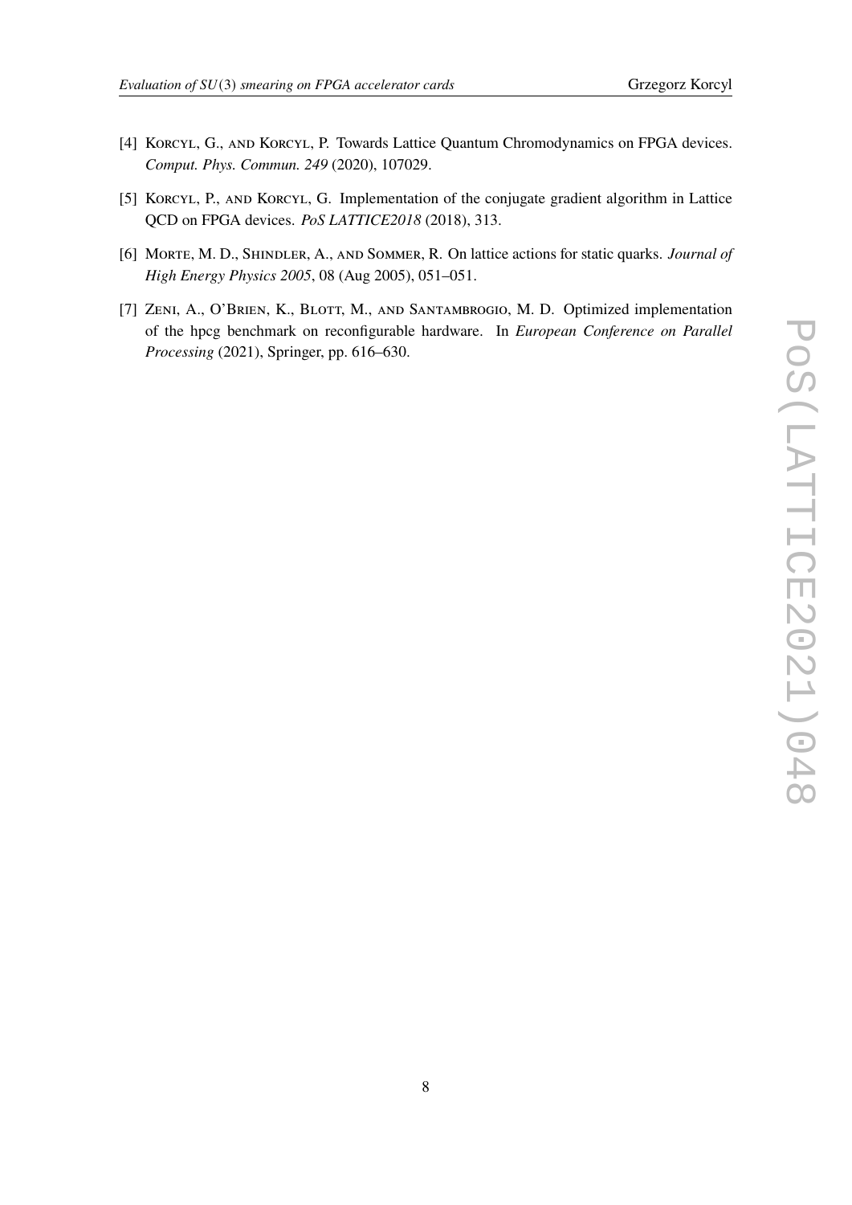[4] Korcyl, G., and Korcyl, P. Towards Lattice Quantum Chromodynamics on FPGA devices. *Comput. Phys. Commun. 249* (2020), 107029.

[5] Korcyl, P., and Korcyl, G. Implementation of the conjugate gradient algorithm in Lattice QCD on FPGA devices. *PoS LATTICE2018* (2018), 313.

[6] Morte, M. D., Shindler, A., and Sommer, R. On lattice actions for static quarks. *Journal of High Energy Physics 2005*, 08 (Aug 2005), 051–051.

[7] Zeni, A., O'Brien, K., Blott, M., and Santambrogio, M. D. Optimized implementation of the hpcg benchmark on reconfigurable hardware. In *European Conference on Parallel Processing* (2021), Springer, pp. 616–630.